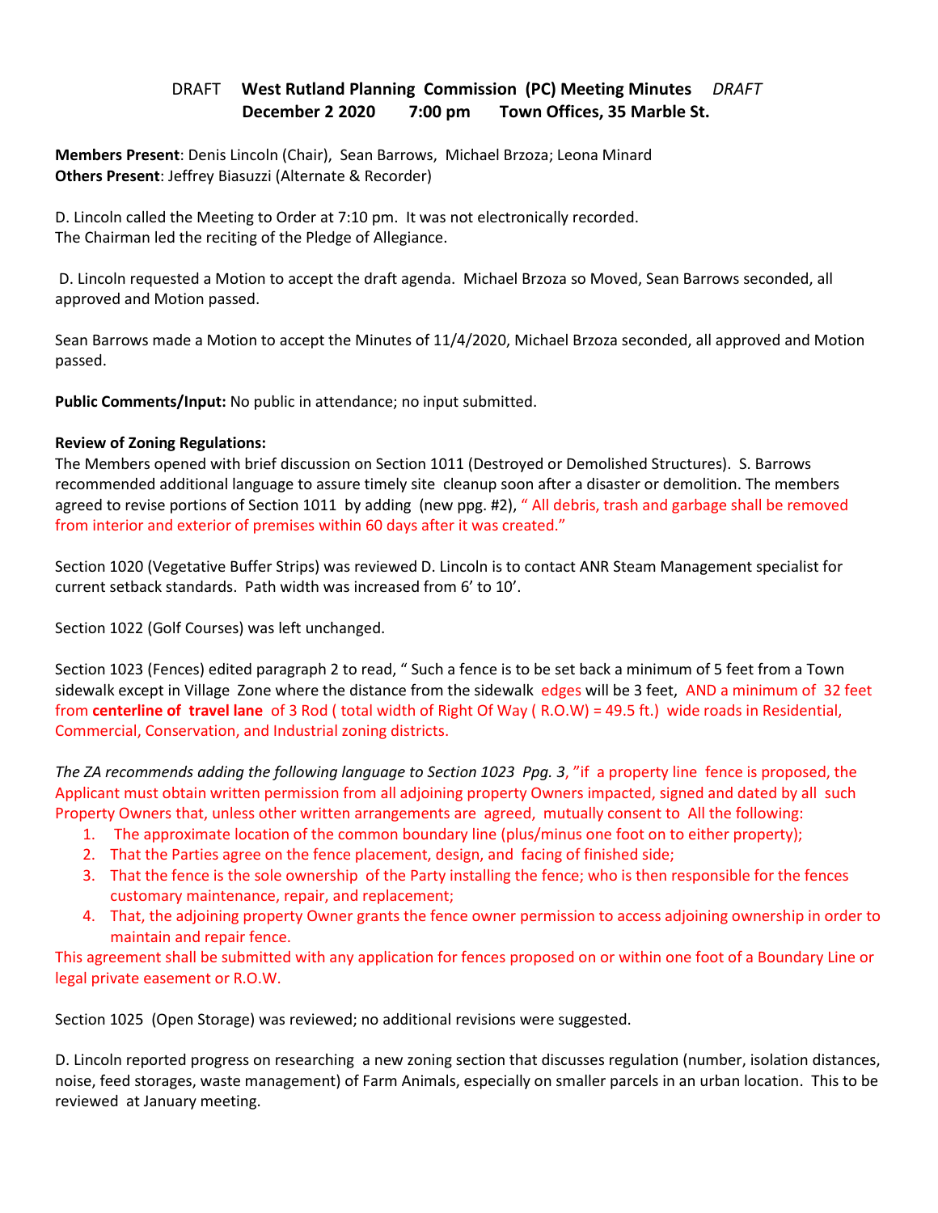# DRAFT **West Rutland Planning Commission (PC) Meeting Minutes** *DRAFT*

## December 2 2020 7:00 pm Town Offices, 35 Marble St.

**Members Present**: Denis Lincoln (Chair), Sean Barrows, Michael Brzoza; Leona Minard
**Others Present**: Jeffrey Biasuzzi (Alternate & Recorder)

D. Lincoln called the Meeting to Order at 7:10 pm. It was not electronically recorded.
The Chairman led the reciting of the Pledge of Allegiance.

D. Lincoln requested a Motion to accept the draft agenda. Michael Brzoza so Moved, Sean Barrows seconded, all approved and Motion passed.

Sean Barrows made a Motion to accept the Minutes of 11/4/2020, Michael Brzoza seconded, all approved and Motion passed.

**Public Comments/Input:** No public in attendance; no input submitted.

**Review of Zoning Regulations:**
The Members opened with brief discussion on Section 1011 (Destroyed or Demolished Structures). S. Barrows recommended additional language to assure timely site cleanup soon after a disaster or demolition. The members agreed to revise portions of Section 1011 by adding (new ppg. #2), " All debris, trash and garbage shall be removed from interior and exterior of premises within 60 days after it was created."

Section 1020 (Vegetative Buffer Strips) was reviewed D. Lincoln is to contact ANR Steam Management specialist for current setback standards. Path width was increased from 6' to 10'.

Section 1022 (Golf Courses) was left unchanged.

Section 1023 (Fences) edited paragraph 2 to read, " Such a fence is to be set back a minimum of 5 feet from a Town sidewalk except in Village Zone where the distance from the sidewalk edges will be 3 feet, AND a minimum of 32 feet from **centerline of travel lane** of 3 Rod ( total width of Right Of Way ( R.O.W) = 49.5 ft.) wide roads in Residential, Commercial, Conservation, and Industrial zoning districts.

*The ZA recommends adding the following language to Section 1023 Ppg. 3*, "if a property line fence is proposed, the Applicant must obtain written permission from all adjoining property Owners impacted, signed and dated by all such Property Owners that, unless other written arrangements are agreed, mutually consent to All the following:

1. The approximate location of the common boundary line (plus/minus one foot on to either property);
2. That the Parties agree on the fence placement, design, and facing of finished side;
3. That the fence is the sole ownership of the Party installing the fence; who is then responsible for the fences customary maintenance, repair, and replacement;
4. That, the adjoining property Owner grants the fence owner permission to access adjoining ownership in order to maintain and repair fence.

This agreement shall be submitted with any application for fences proposed on or within one foot of a Boundary Line or legal private easement or R.O.W.

Section 1025 (Open Storage) was reviewed; no additional revisions were suggested.

D. Lincoln reported progress on researching a new zoning section that discusses regulation (number, isolation distances, noise, feed storages, waste management) of Farm Animals, especially on smaller parcels in an urban location. This to be reviewed at January meeting.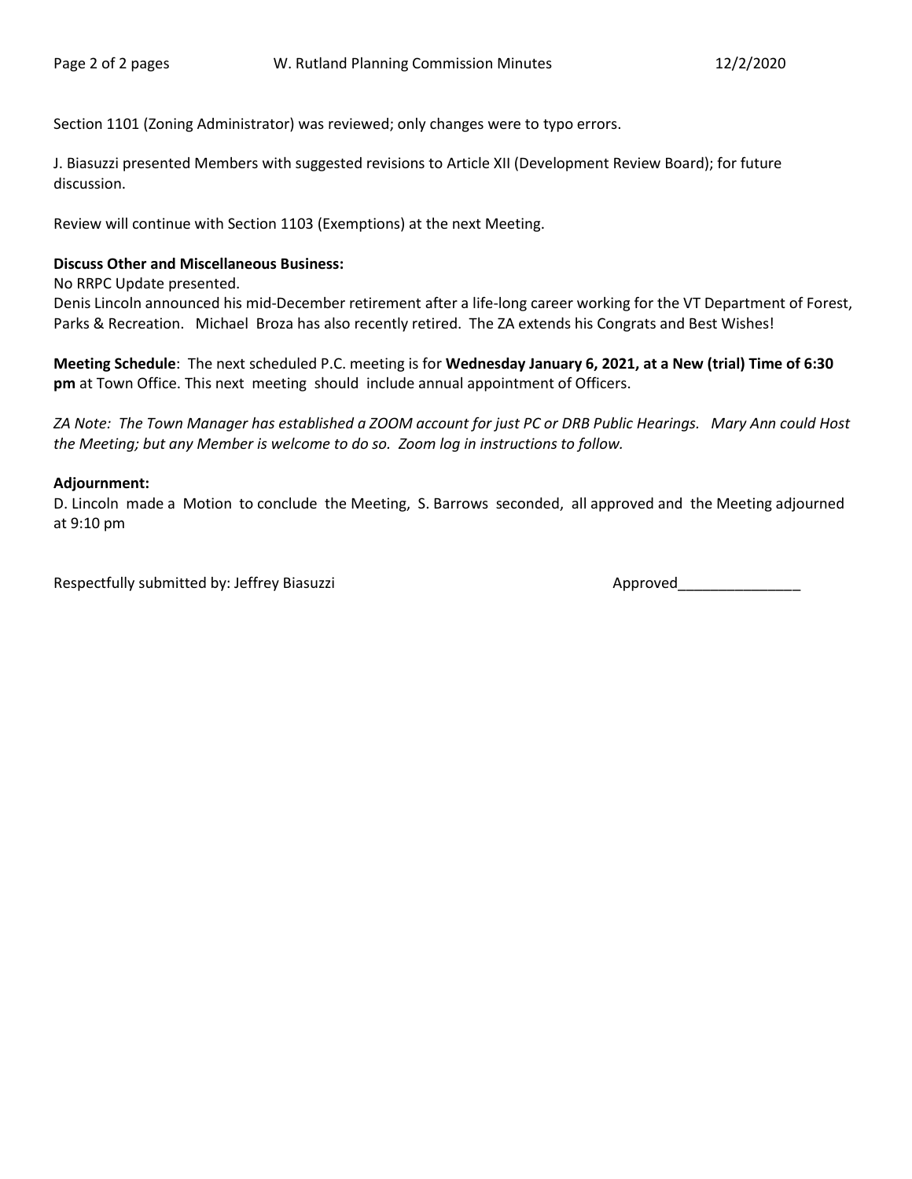Section 1101 (Zoning Administrator) was reviewed; only changes were to typo errors.

J. Biasuzzi presented Members with suggested revisions to Article XII (Development Review Board); for future discussion.

Review will continue with Section 1103 (Exemptions) at the next Meeting.

**Discuss Other and Miscellaneous Business:**
No RRPC Update presented.
Denis Lincoln announced his mid-December retirement after a life-long career working for the VT Department of Forest, Parks & Recreation. Michael Broza has also recently retired. The ZA extends his Congrats and Best Wishes!

**Meeting Schedule**: The next scheduled P.C. meeting is for **Wednesday January 6, 2021, at a New (trial) Time of 6:30 pm** at Town Office. This next meeting should include annual appointment of Officers.

*ZA Note: The Town Manager has established a ZOOM account for just PC or DRB Public Hearings. Mary Ann could Host the Meeting; but any Member is welcome to do so. Zoom log in instructions to follow.*

**Adjournment:**
D. Lincoln made a Motion to conclude the Meeting, S. Barrows seconded, all approved and the Meeting adjourned at 9:10 pm

Respectfully submitted by: Jeffrey Biasuzzi

Approved_______________